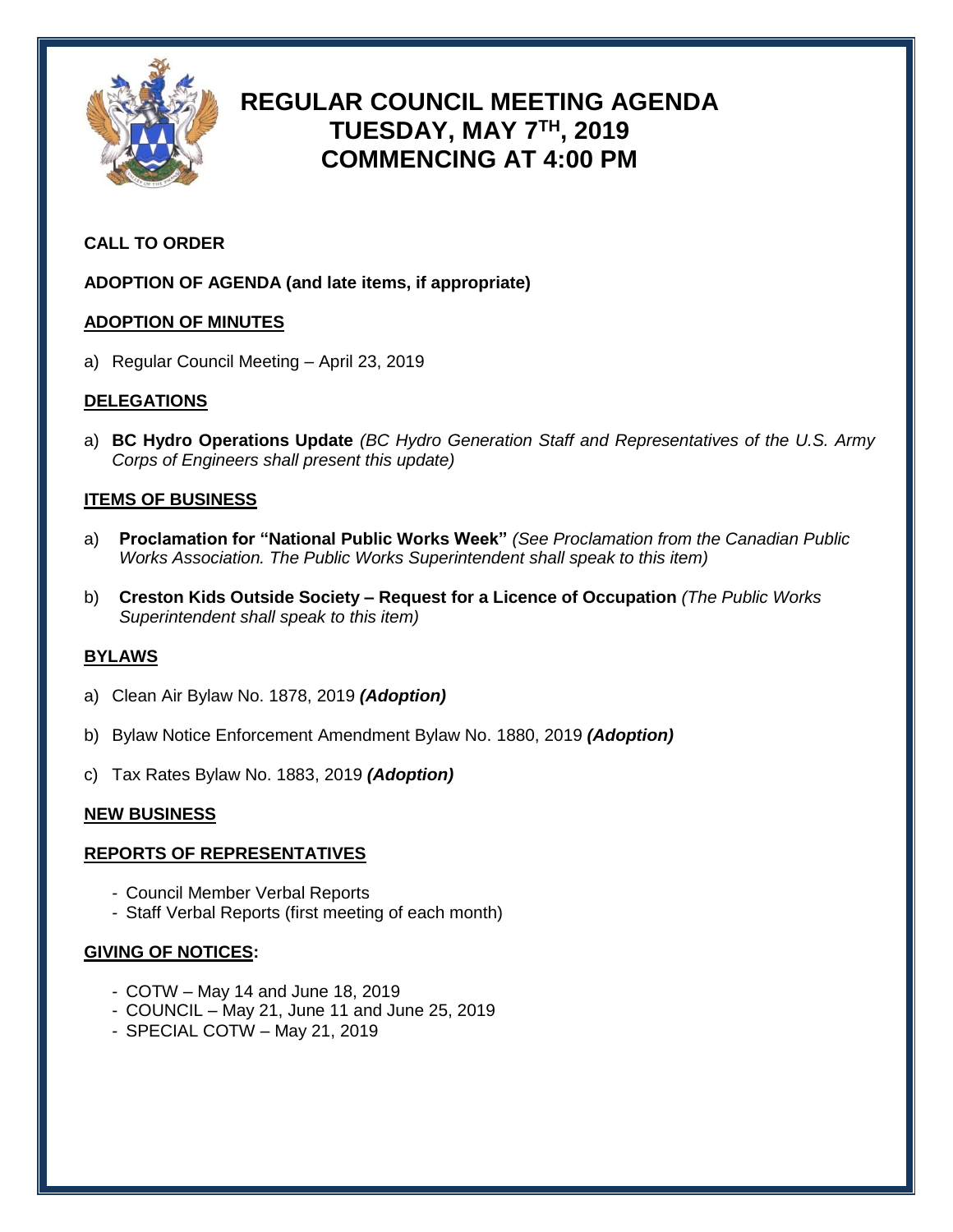# REGULAR COUNCIL MEETING AGENDA
# TUESDAY, MAY 7TH, 2019
# COMMENCING AT 4:00 PM

**CALL TO ORDER**

**ADOPTION OF AGENDA (and late items, if appropriate)**

## ADOPTION OF MINUTES

a) Regular Council Meeting – April 23, 2019

## DELEGATIONS

a) **BC Hydro Operations Update** *(BC Hydro Generation Staff and Representatives of the U.S. Army Corps of Engineers shall present this update)*

## ITEMS OF BUSINESS

a) **Proclamation for "National Public Works Week"** *(See Proclamation from the Canadian Public Works Association. The Public Works Superintendent shall speak to this item)*

b) **Creston Kids Outside Society – Request for a Licence of Occupation** *(The Public Works Superintendent shall speak to this item)*

## BYLAWS

a) Clean Air Bylaw No. 1878, 2019 ***(Adoption)***

b) Bylaw Notice Enforcement Amendment Bylaw No. 1880, 2019 ***(Adoption)***

c) Tax Rates Bylaw No. 1883, 2019 ***(Adoption)***

## NEW BUSINESS

## REPORTS OF REPRESENTATIVES

- Council Member Verbal Reports
- Staff Verbal Reports (first meeting of each month)

## GIVING OF NOTICES:

- COTW – May 14 and June 18, 2019
- COUNCIL – May 21, June 11 and June 25, 2019
- SPECIAL COTW – May 21, 2019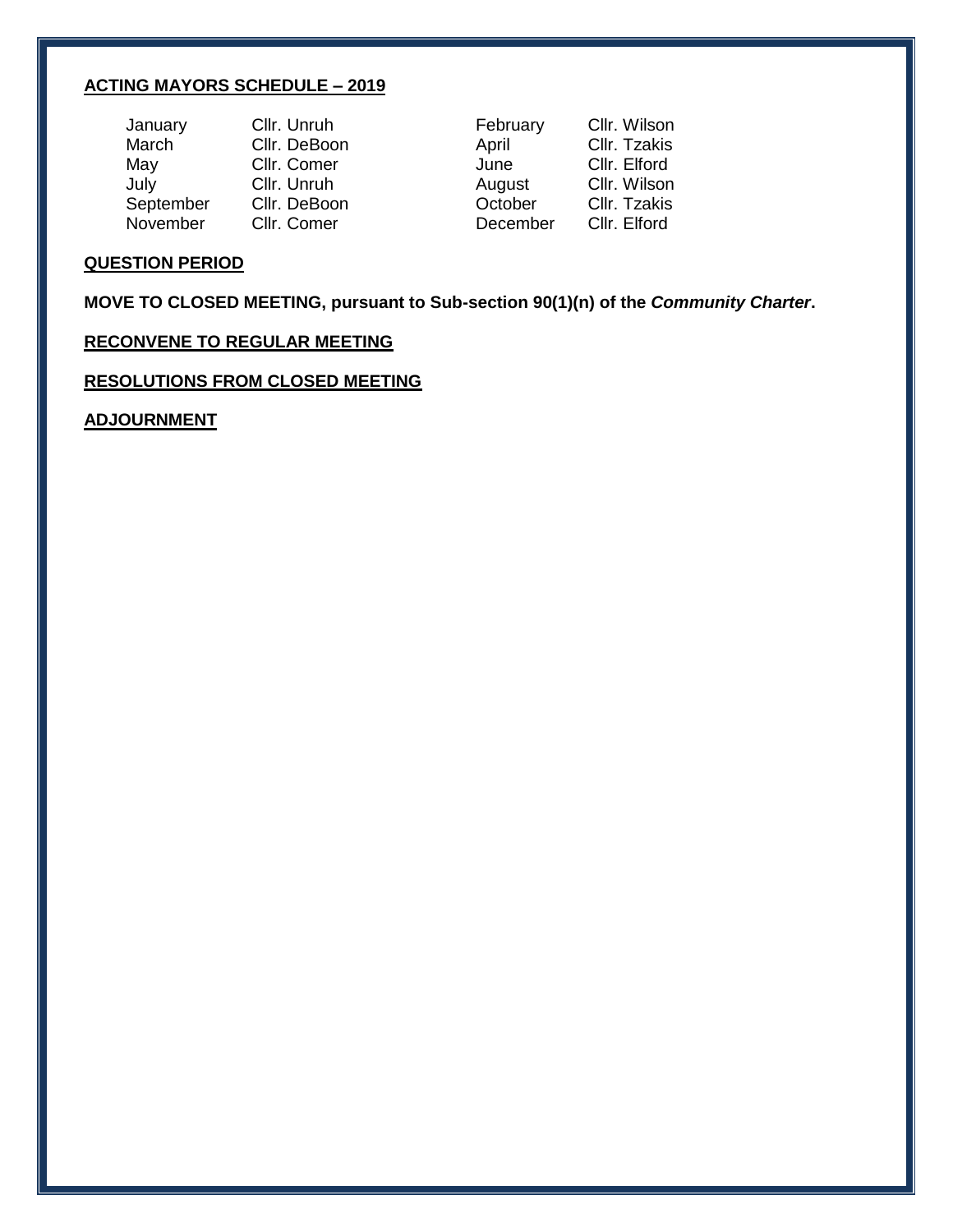## ACTING MAYORS SCHEDULE – 2019

| | | | |
|---|---|---|---|
| January | Cllr. Unruh | February | Cllr. Wilson |
| March | Cllr. DeBoon | April | Cllr. Tzakis |
| May | Cllr. Comer | June | Cllr. Elford |
| July | Cllr. Unruh | August | Cllr. Wilson |
| September | Cllr. DeBoon | October | Cllr. Tzakis |
| November | Cllr. Comer | December | Cllr. Elford |

## QUESTION PERIOD

**MOVE TO CLOSED MEETING, pursuant to Sub-section 90(1)(n) of the *Community Charter*.**

## RECONVENE TO REGULAR MEETING

## RESOLUTIONS FROM CLOSED MEETING

## ADJOURNMENT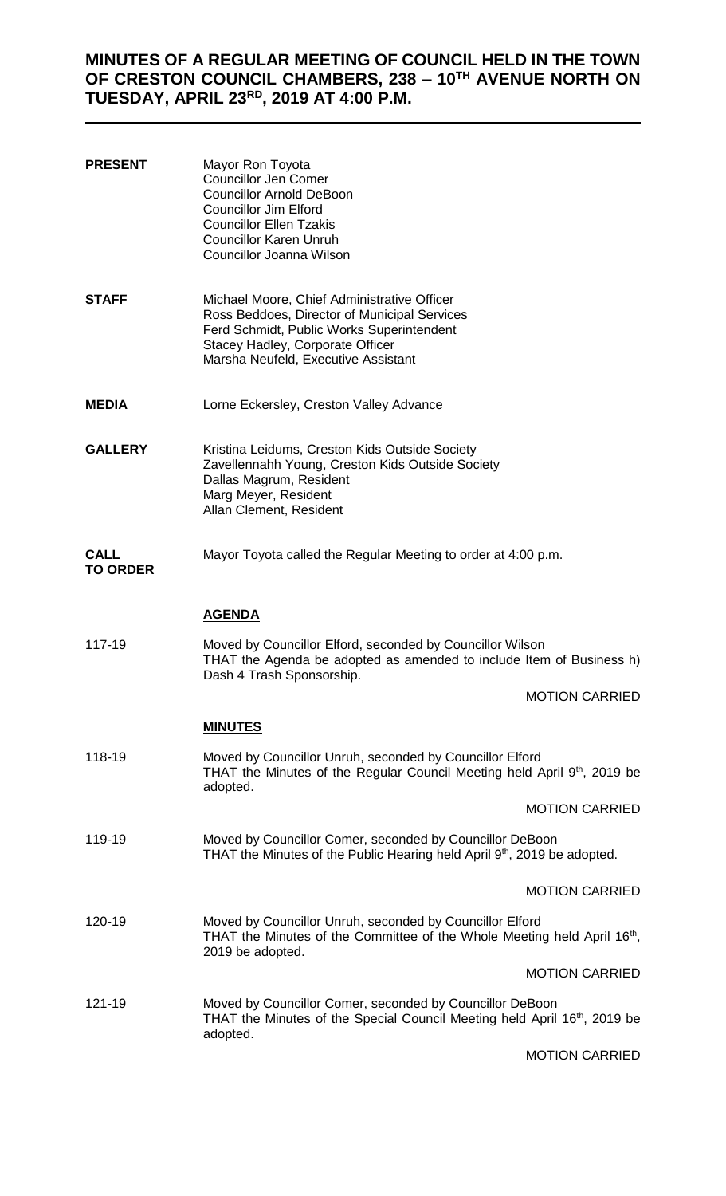# MINUTES OF A REGULAR MEETING OF COUNCIL HELD IN THE TOWN OF CRESTON COUNCIL CHAMBERS, 238 – 10TH AVENUE NORTH ON TUESDAY, APRIL 23RD, 2019 AT 4:00 P.M.

**PRESENT**

Mayor Ron Toyota
Councillor Jen Comer
Councillor Arnold DeBoon
Councillor Jim Elford
Councillor Ellen Tzakis
Councillor Karen Unruh
Councillor Joanna Wilson

**STAFF**

Michael Moore, Chief Administrative Officer
Ross Beddoes, Director of Municipal Services
Ferd Schmidt, Public Works Superintendent
Stacey Hadley, Corporate Officer
Marsha Neufeld, Executive Assistant

**MEDIA**

Lorne Eckersley, Creston Valley Advance

**GALLERY**

Kristina Leidums, Creston Kids Outside Society
Zavellennahh Young, Creston Kids Outside Society
Dallas Magrum, Resident
Marg Meyer, Resident
Allan Clement, Resident

**CALL TO ORDER**

Mayor Toyota called the Regular Meeting to order at 4:00 p.m.

## AGENDA

117-19

Moved by Councillor Elford, seconded by Councillor Wilson
THAT the Agenda be adopted as amended to include Item of Business h) Dash 4 Trash Sponsorship.

MOTION CARRIED

## MINUTES

118-19

Moved by Councillor Unruh, seconded by Councillor Elford
THAT the Minutes of the Regular Council Meeting held April 9th, 2019 be adopted.

MOTION CARRIED

119-19

Moved by Councillor Comer, seconded by Councillor DeBoon
THAT the Minutes of the Public Hearing held April 9th, 2019 be adopted.

MOTION CARRIED

120-19

Moved by Councillor Unruh, seconded by Councillor Elford
THAT the Minutes of the Committee of the Whole Meeting held April 16th, 2019 be adopted.

MOTION CARRIED

121-19

Moved by Councillor Comer, seconded by Councillor DeBoon
THAT the Minutes of the Special Council Meeting held April 16th, 2019 be adopted.

MOTION CARRIED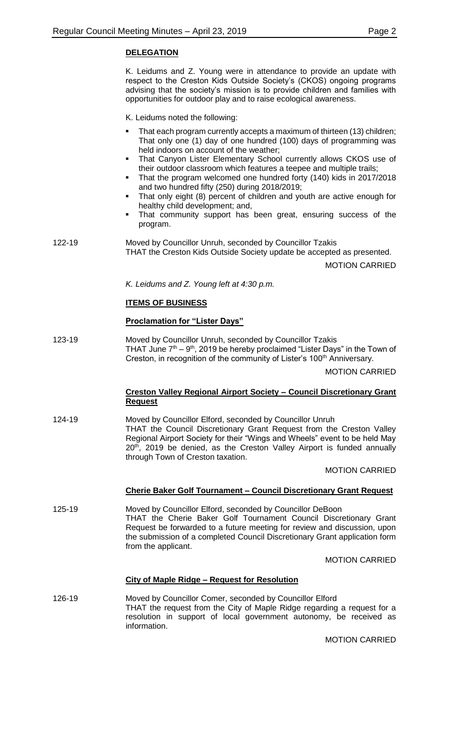## DELEGATION

K. Leidums and Z. Young were in attendance to provide an update with respect to the Creston Kids Outside Society's (CKOS) ongoing programs advising that the society's mission is to provide children and families with opportunities for outdoor play and to raise ecological awareness.

K. Leidums noted the following:

- That each program currently accepts a maximum of thirteen (13) children; That only one (1) day of one hundred (100) days of programming was held indoors on account of the weather;
- That Canyon Lister Elementary School currently allows CKOS use of their outdoor classroom which features a teepee and multiple trails;
- That the program welcomed one hundred forty (140) kids in 2017/2018 and two hundred fifty (250) during 2018/2019;
- That only eight (8) percent of children and youth are active enough for healthy child development; and,
- That community support has been great, ensuring success of the program.

122-19 Moved by Councillor Unruh, seconded by Councillor Tzakis
THAT the Creston Kids Outside Society update be accepted as presented.

MOTION CARRIED

*K. Leidums and Z. Young left at 4:30 p.m.*

## ITEMS OF BUSINESS

### Proclamation for "Lister Days"

123-19 Moved by Councillor Unruh, seconded by Councillor Tzakis
THAT June 7th – 9th, 2019 be hereby proclaimed "Lister Days" in the Town of Creston, in recognition of the community of Lister's 100th Anniversary.

MOTION CARRIED

### Creston Valley Regional Airport Society – Council Discretionary Grant Request

124-19 Moved by Councillor Elford, seconded by Councillor Unruh
THAT the Council Discretionary Grant Request from the Creston Valley Regional Airport Society for their "Wings and Wheels" event to be held May 20th, 2019 be denied, as the Creston Valley Airport is funded annually through Town of Creston taxation.

MOTION CARRIED

### Cherie Baker Golf Tournament – Council Discretionary Grant Request

125-19 Moved by Councillor Elford, seconded by Councillor DeBoon
THAT the Cherie Baker Golf Tournament Council Discretionary Grant Request be forwarded to a future meeting for review and discussion, upon the submission of a completed Council Discretionary Grant application form from the applicant.

MOTION CARRIED

### City of Maple Ridge – Request for Resolution

126-19 Moved by Councillor Comer, seconded by Councillor Elford
THAT the request from the City of Maple Ridge regarding a request for a resolution in support of local government autonomy, be received as information.

MOTION CARRIED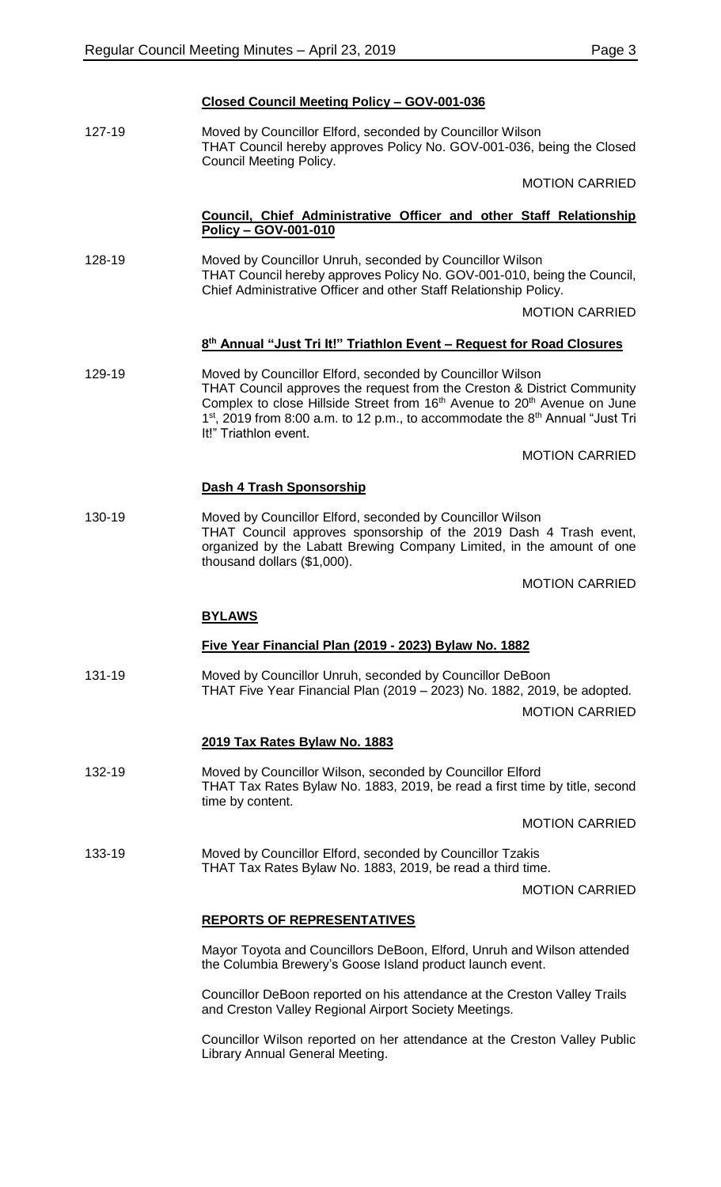**Closed Council Meeting Policy – GOV-001-036**

127-19 Moved by Councillor Elford, seconded by Councillor Wilson
THAT Council hereby approves Policy No. GOV-001-036, being the Closed Council Meeting Policy.

MOTION CARRIED

**Council, Chief Administrative Officer and other Staff Relationship Policy – GOV-001-010**

128-19 Moved by Councillor Unruh, seconded by Councillor Wilson
THAT Council hereby approves Policy No. GOV-001-010, being the Council, Chief Administrative Officer and other Staff Relationship Policy.

MOTION CARRIED

**8th Annual "Just Tri It!" Triathlon Event – Request for Road Closures**

129-19 Moved by Councillor Elford, seconded by Councillor Wilson
THAT Council approves the request from the Creston & District Community Complex to close Hillside Street from 16th Avenue to 20th Avenue on June 1st, 2019 from 8:00 a.m. to 12 p.m., to accommodate the 8th Annual "Just Tri It!" Triathlon event.

MOTION CARRIED

**Dash 4 Trash Sponsorship**

130-19 Moved by Councillor Elford, seconded by Councillor Wilson
THAT Council approves sponsorship of the 2019 Dash 4 Trash event, organized by the Labatt Brewing Company Limited, in the amount of one thousand dollars ($1,000).

MOTION CARRIED

## BYLAWS

**Five Year Financial Plan (2019 - 2023) Bylaw No. 1882**

131-19 Moved by Councillor Unruh, seconded by Councillor DeBoon
THAT Five Year Financial Plan (2019 – 2023) No. 1882, 2019, be adopted.

MOTION CARRIED

**2019 Tax Rates Bylaw No. 1883**

132-19 Moved by Councillor Wilson, seconded by Councillor Elford
THAT Tax Rates Bylaw No. 1883, 2019, be read a first time by title, second time by content.

MOTION CARRIED

133-19 Moved by Councillor Elford, seconded by Councillor Tzakis
THAT Tax Rates Bylaw No. 1883, 2019, be read a third time.

MOTION CARRIED

## REPORTS OF REPRESENTATIVES

Mayor Toyota and Councillors DeBoon, Elford, Unruh and Wilson attended the Columbia Brewery's Goose Island product launch event.

Councillor DeBoon reported on his attendance at the Creston Valley Trails and Creston Valley Regional Airport Society Meetings.

Councillor Wilson reported on her attendance at the Creston Valley Public Library Annual General Meeting.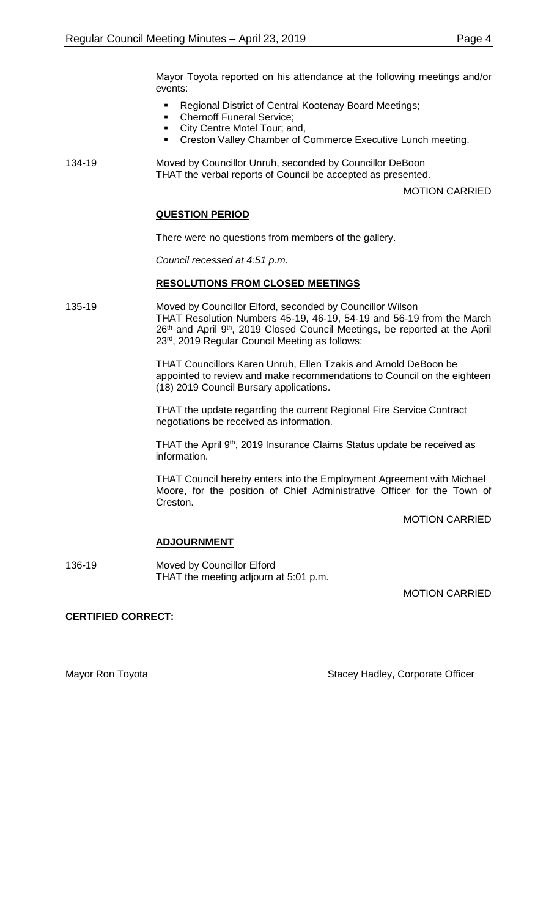Mayor Toyota reported on his attendance at the following meetings and/or events:

- Regional District of Central Kootenay Board Meetings;
- Chernoff Funeral Service;
- City Centre Motel Tour; and,
- Creston Valley Chamber of Commerce Executive Lunch meeting.

134-19 Moved by Councillor Unruh, seconded by Councillor DeBoon
THAT the verbal reports of Council be accepted as presented.

MOTION CARRIED

**QUESTION PERIOD**

There were no questions from members of the gallery.

*Council recessed at 4:51 p.m.*

**RESOLUTIONS FROM CLOSED MEETINGS**

135-19 Moved by Councillor Elford, seconded by Councillor Wilson
THAT Resolution Numbers 45-19, 46-19, 54-19 and 56-19 from the March 26th and April 9th, 2019 Closed Council Meetings, be reported at the April 23rd, 2019 Regular Council Meeting as follows:

THAT Councillors Karen Unruh, Ellen Tzakis and Arnold DeBoon be appointed to review and make recommendations to Council on the eighteen (18) 2019 Council Bursary applications.

THAT the update regarding the current Regional Fire Service Contract negotiations be received as information.

THAT the April 9th, 2019 Insurance Claims Status update be received as information.

THAT Council hereby enters into the Employment Agreement with Michael Moore, for the position of Chief Administrative Officer for the Town of Creston.

MOTION CARRIED

**ADJOURNMENT**

136-19 Moved by Councillor Elford
THAT the meeting adjourn at 5:01 p.m.

MOTION CARRIED

**CERTIFIED CORRECT:**

Mayor Ron Toyota

Stacey Hadley, Corporate Officer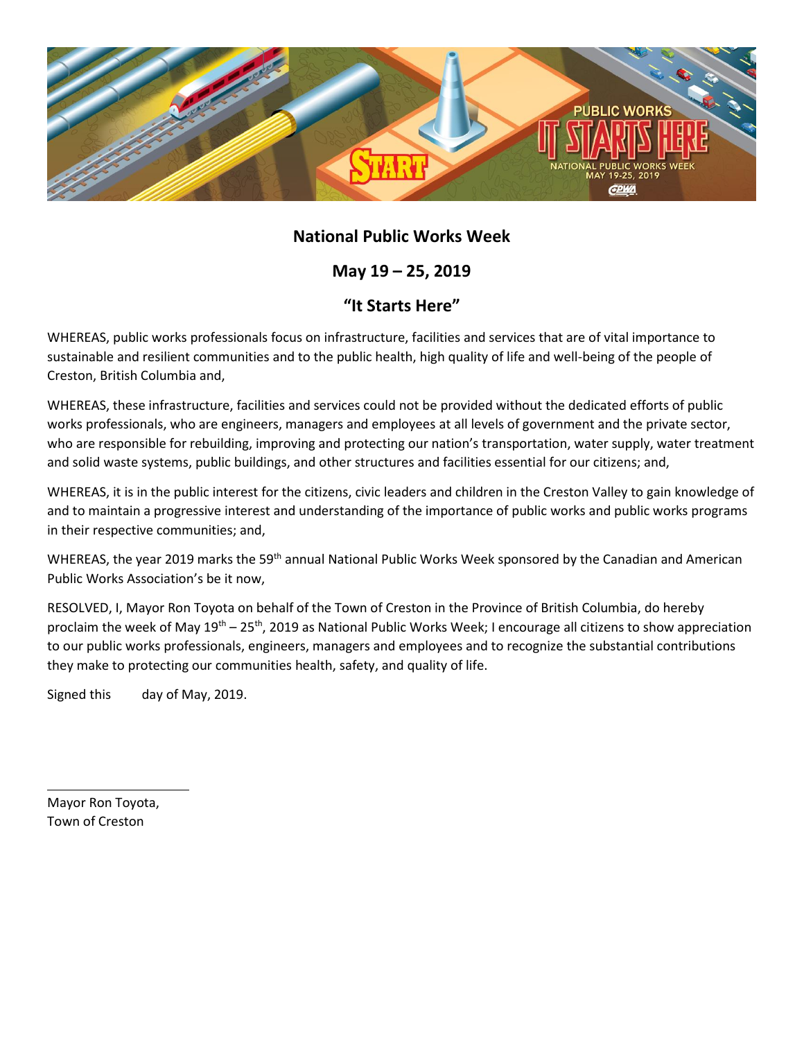## National Public Works Week

## May 19 – 25, 2019

## "It Starts Here"

WHEREAS, public works professionals focus on infrastructure, facilities and services that are of vital importance to sustainable and resilient communities and to the public health, high quality of life and well-being of the people of Creston, British Columbia and,

WHEREAS, these infrastructure, facilities and services could not be provided without the dedicated efforts of public works professionals, who are engineers, managers and employees at all levels of government and the private sector, who are responsible for rebuilding, improving and protecting our nation's transportation, water supply, water treatment and solid waste systems, public buildings, and other structures and facilities essential for our citizens; and,

WHEREAS, it is in the public interest for the citizens, civic leaders and children in the Creston Valley to gain knowledge of and to maintain a progressive interest and understanding of the importance of public works and public works programs in their respective communities; and,

WHEREAS, the year 2019 marks the 59th annual National Public Works Week sponsored by the Canadian and American Public Works Association's be it now,

RESOLVED, I, Mayor Ron Toyota on behalf of the Town of Creston in the Province of British Columbia, do hereby proclaim the week of May 19th – 25th, 2019 as National Public Works Week; I encourage all citizens to show appreciation to our public works professionals, engineers, managers and employees and to recognize the substantial contributions they make to protecting our communities health, safety, and quality of life.

Signed this        day of May, 2019.

\_\_\_\_\_\_\_\_\_\_\_\_\_\_\_\_\_\_\_\_\_\_\_\_

Mayor Ron Toyota,
Town of Creston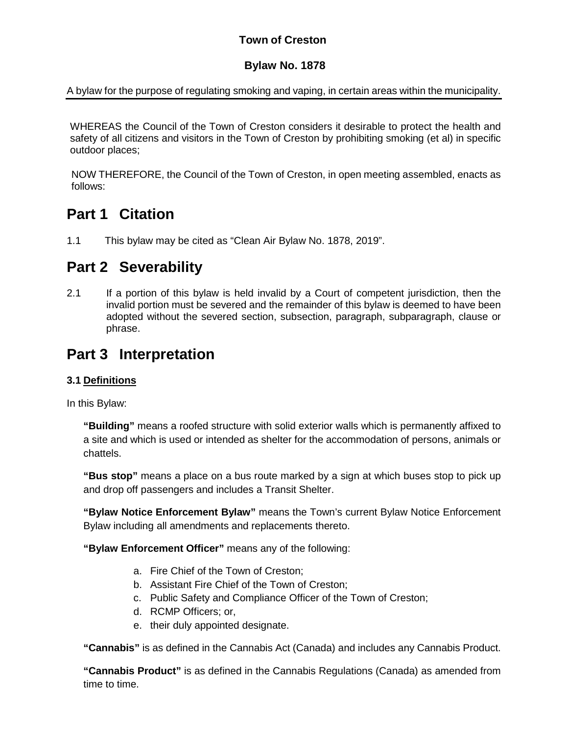**Town of Creston**

**Bylaw No. 1878**

A bylaw for the purpose of regulating smoking and vaping, in certain areas within the municipality.

WHEREAS the Council of the Town of Creston considers it desirable to protect the health and safety of all citizens and visitors in the Town of Creston by prohibiting smoking (et al) in specific outdoor places;

NOW THEREFORE, the Council of the Town of Creston, in open meeting assembled, enacts as follows:

# Part 1 Citation

1.1 This bylaw may be cited as "Clean Air Bylaw No. 1878, 2019".

# Part 2 Severability

2.1 If a portion of this bylaw is held invalid by a Court of competent jurisdiction, then the invalid portion must be severed and the remainder of this bylaw is deemed to have been adopted without the severed section, subsection, paragraph, subparagraph, clause or phrase.

# Part 3 Interpretation

**3.1 Definitions**

In this Bylaw:

**"Building"** means a roofed structure with solid exterior walls which is permanently affixed to a site and which is used or intended as shelter for the accommodation of persons, animals or chattels.

**"Bus stop"** means a place on a bus route marked by a sign at which buses stop to pick up and drop off passengers and includes a Transit Shelter.

**"Bylaw Notice Enforcement Bylaw"** means the Town's current Bylaw Notice Enforcement Bylaw including all amendments and replacements thereto.

**"Bylaw Enforcement Officer"** means any of the following:

a. Fire Chief of the Town of Creston;
b. Assistant Fire Chief of the Town of Creston;
c. Public Safety and Compliance Officer of the Town of Creston;
d. RCMP Officers; or,
e. their duly appointed designate.

**"Cannabis"** is as defined in the Cannabis Act (Canada) and includes any Cannabis Product.

**"Cannabis Product"** is as defined in the Cannabis Regulations (Canada) as amended from time to time.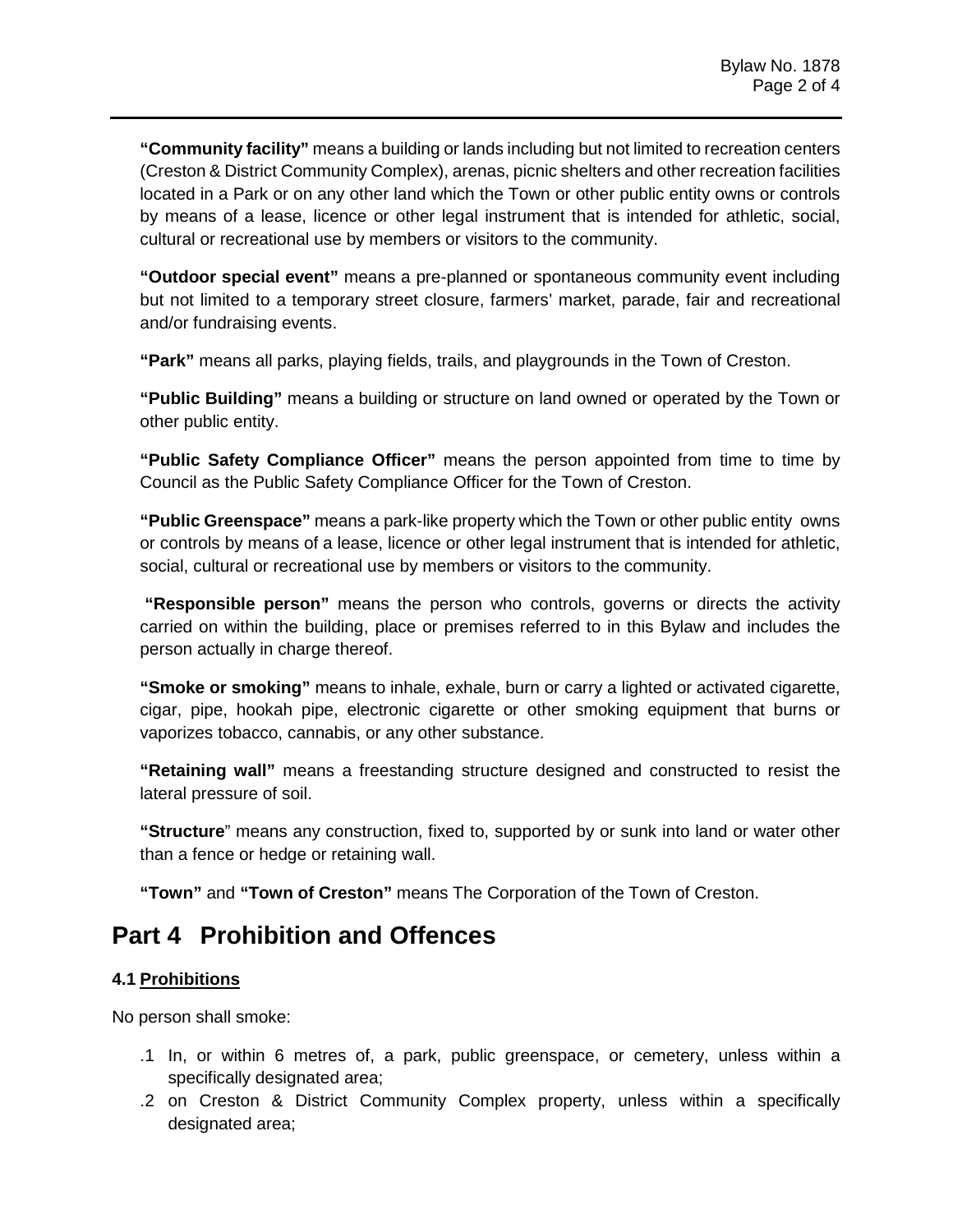**"Community facility"** means a building or lands including but not limited to recreation centers (Creston & District Community Complex), arenas, picnic shelters and other recreation facilities located in a Park or on any other land which the Town or other public entity owns or controls by means of a lease, licence or other legal instrument that is intended for athletic, social, cultural or recreational use by members or visitors to the community.

**"Outdoor special event"** means a pre-planned or spontaneous community event including but not limited to a temporary street closure, farmers' market, parade, fair and recreational and/or fundraising events.

**"Park"** means all parks, playing fields, trails, and playgrounds in the Town of Creston.

**"Public Building"** means a building or structure on land owned or operated by the Town or other public entity.

**"Public Safety Compliance Officer"** means the person appointed from time to time by Council as the Public Safety Compliance Officer for the Town of Creston.

**"Public Greenspace"** means a park-like property which the Town or other public entity owns or controls by means of a lease, licence or other legal instrument that is intended for athletic, social, cultural or recreational use by members or visitors to the community.

**"Responsible person"** means the person who controls, governs or directs the activity carried on within the building, place or premises referred to in this Bylaw and includes the person actually in charge thereof.

**"Smoke or smoking"** means to inhale, exhale, burn or carry a lighted or activated cigarette, cigar, pipe, hookah pipe, electronic cigarette or other smoking equipment that burns or vaporizes tobacco, cannabis, or any other substance.

**"Retaining wall"** means a freestanding structure designed and constructed to resist the lateral pressure of soil.

**"Structure"** means any construction, fixed to, supported by or sunk into land or water other than a fence or hedge or retaining wall.

**"Town"** and **"Town of Creston"** means The Corporation of the Town of Creston.

# Part 4 Prohibition and Offences

### 4.1 Prohibitions

No person shall smoke:

.1 In, or within 6 metres of, a park, public greenspace, or cemetery, unless within a specifically designated area;

.2 on Creston & District Community Complex property, unless within a specifically designated area;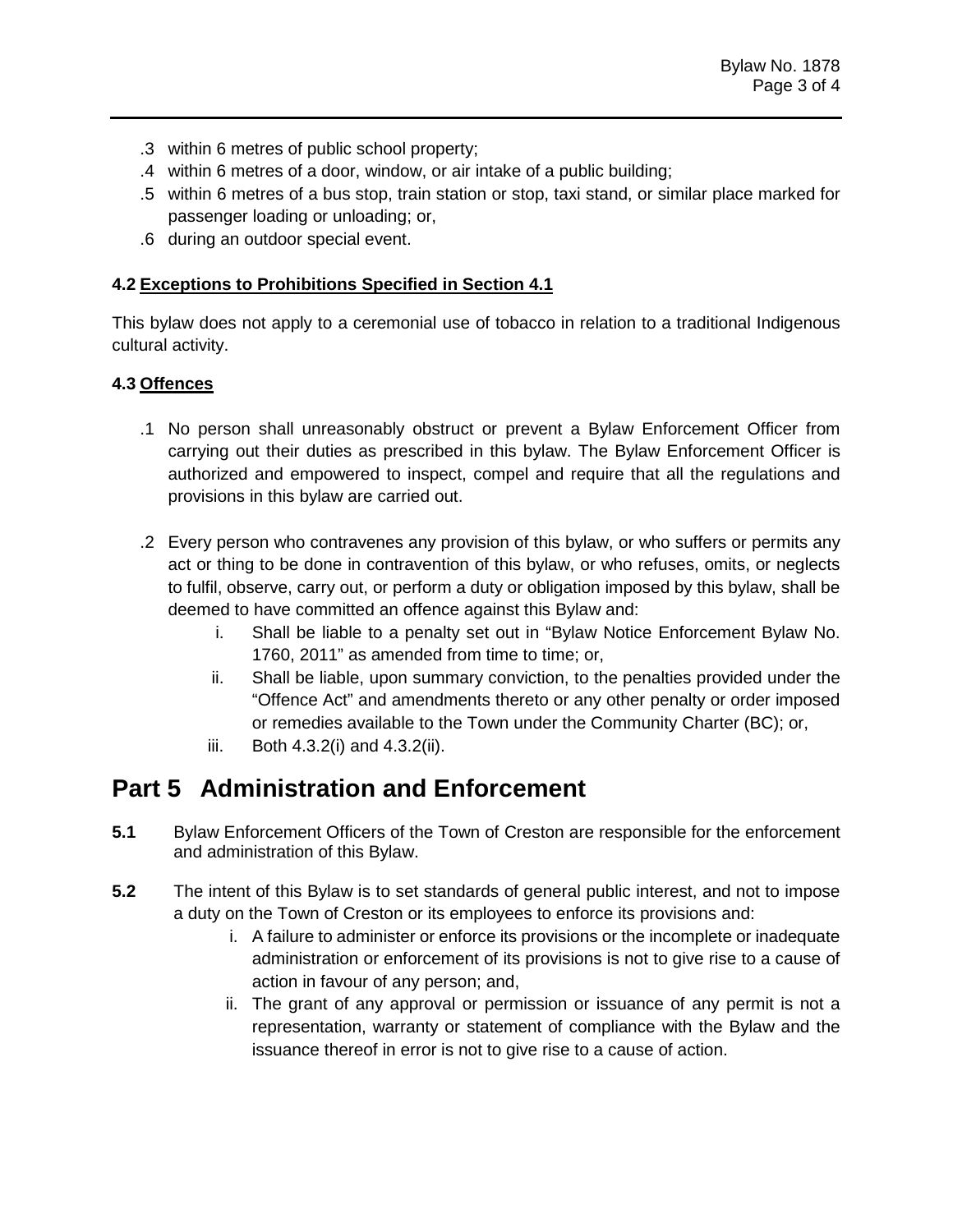.3 within 6 metres of public school property;

.4 within 6 metres of a door, window, or air intake of a public building;

.5 within 6 metres of a bus stop, train station or stop, taxi stand, or similar place marked for passenger loading or unloading; or,

.6 during an outdoor special event.

**4.2 Exceptions to Prohibitions Specified in Section 4.1**

This bylaw does not apply to a ceremonial use of tobacco in relation to a traditional Indigenous cultural activity.

**4.3 Offences**

.1 No person shall unreasonably obstruct or prevent a Bylaw Enforcement Officer from carrying out their duties as prescribed in this bylaw. The Bylaw Enforcement Officer is authorized and empowered to inspect, compel and require that all the regulations and provisions in this bylaw are carried out.

.2 Every person who contravenes any provision of this bylaw, or who suffers or permits any act or thing to be done in contravention of this bylaw, or who refuses, omits, or neglects to fulfil, observe, carry out, or perform a duty or obligation imposed by this bylaw, shall be deemed to have committed an offence against this Bylaw and:

   i. Shall be liable to a penalty set out in "Bylaw Notice Enforcement Bylaw No. 1760, 2011" as amended from time to time; or,

   ii. Shall be liable, upon summary conviction, to the penalties provided under the "Offence Act" and amendments thereto or any other penalty or order imposed or remedies available to the Town under the Community Charter (BC); or,

   iii. Both 4.3.2(i) and 4.3.2(ii).

# Part 5 Administration and Enforcement

**5.1** Bylaw Enforcement Officers of the Town of Creston are responsible for the enforcement and administration of this Bylaw.

**5.2** The intent of this Bylaw is to set standards of general public interest, and not to impose a duty on the Town of Creston or its employees to enforce its provisions and:

   i. A failure to administer or enforce its provisions or the incomplete or inadequate administration or enforcement of its provisions is not to give rise to a cause of action in favour of any person; and,

   ii. The grant of any approval or permission or issuance of any permit is not a representation, warranty or statement of compliance with the Bylaw and the issuance thereof in error is not to give rise to a cause of action.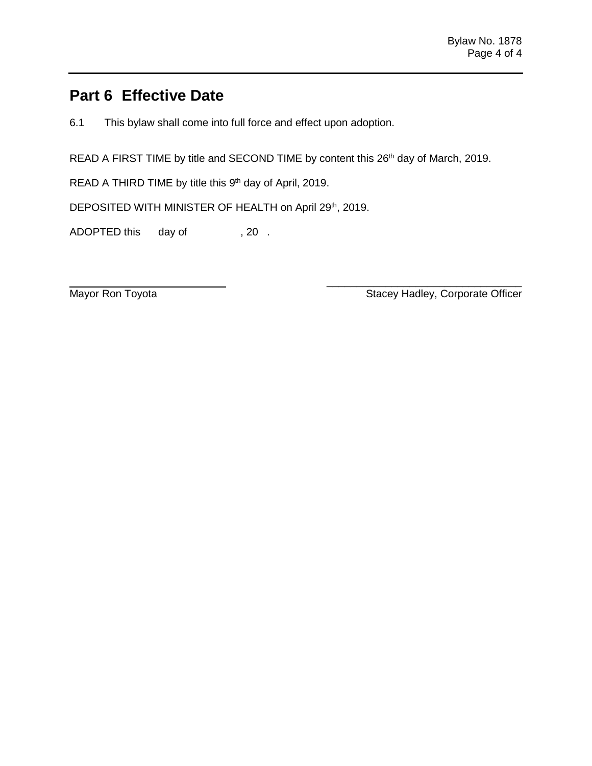# Part 6 Effective Date

6.1 This bylaw shall come into full force and effect upon adoption.

READ A FIRST TIME by title and SECOND TIME by content this 26th day of March, 2019.

READ A THIRD TIME by title this 9th day of April, 2019.

DEPOSITED WITH MINISTER OF HEALTH on April 29th, 2019.

ADOPTED this day of , 20 .

Mayor Ron Toyota

Stacey Hadley, Corporate Officer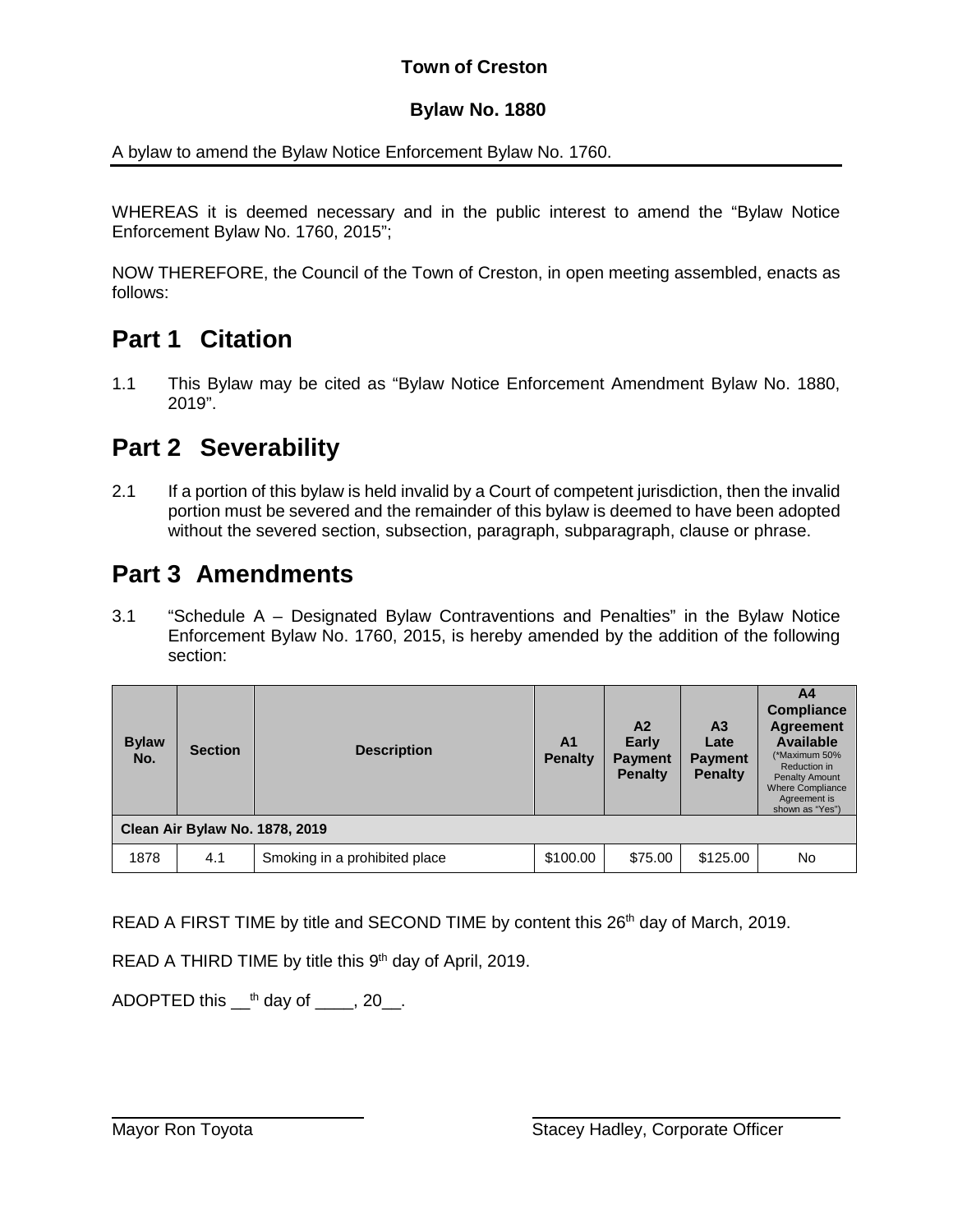**Town of Creston**

**Bylaw No. 1880**

A bylaw to amend the Bylaw Notice Enforcement Bylaw No. 1760.

WHEREAS it is deemed necessary and in the public interest to amend the "Bylaw Notice Enforcement Bylaw No. 1760, 2015";

NOW THEREFORE, the Council of the Town of Creston, in open meeting assembled, enacts as follows:

# Part 1 Citation

1.1 This Bylaw may be cited as "Bylaw Notice Enforcement Amendment Bylaw No. 1880, 2019".

# Part 2 Severability

2.1 If a portion of this bylaw is held invalid by a Court of competent jurisdiction, then the invalid portion must be severed and the remainder of this bylaw is deemed to have been adopted without the severed section, subsection, paragraph, subparagraph, clause or phrase.

# Part 3 Amendments

3.1 "Schedule A – Designated Bylaw Contraventions and Penalties" in the Bylaw Notice Enforcement Bylaw No. 1760, 2015, is hereby amended by the addition of the following section:

| Bylaw No. | Section | Description | A1 Penalty | A2 Early Payment Penalty | A3 Late Payment Penalty | A4 Compliance Agreement Available (*Maximum 50% Reduction in Penalty Amount Where Compliance Agreement is shown as "Yes") |
|---|---|---|---|---|---|---|
| **Clean Air Bylaw No. 1878, 2019** | | | | | | |
| 1878 | 4.1 | Smoking in a prohibited place | $100.00 | $75.00 | $125.00 | No |

READ A FIRST TIME by title and SECOND TIME by content this 26th day of March, 2019.

READ A THIRD TIME by title this 9th day of April, 2019.

ADOPTED this \_\_th day of \_\_\_\_, 20\_\_.

Mayor Ron Toyota

Stacey Hadley, Corporate Officer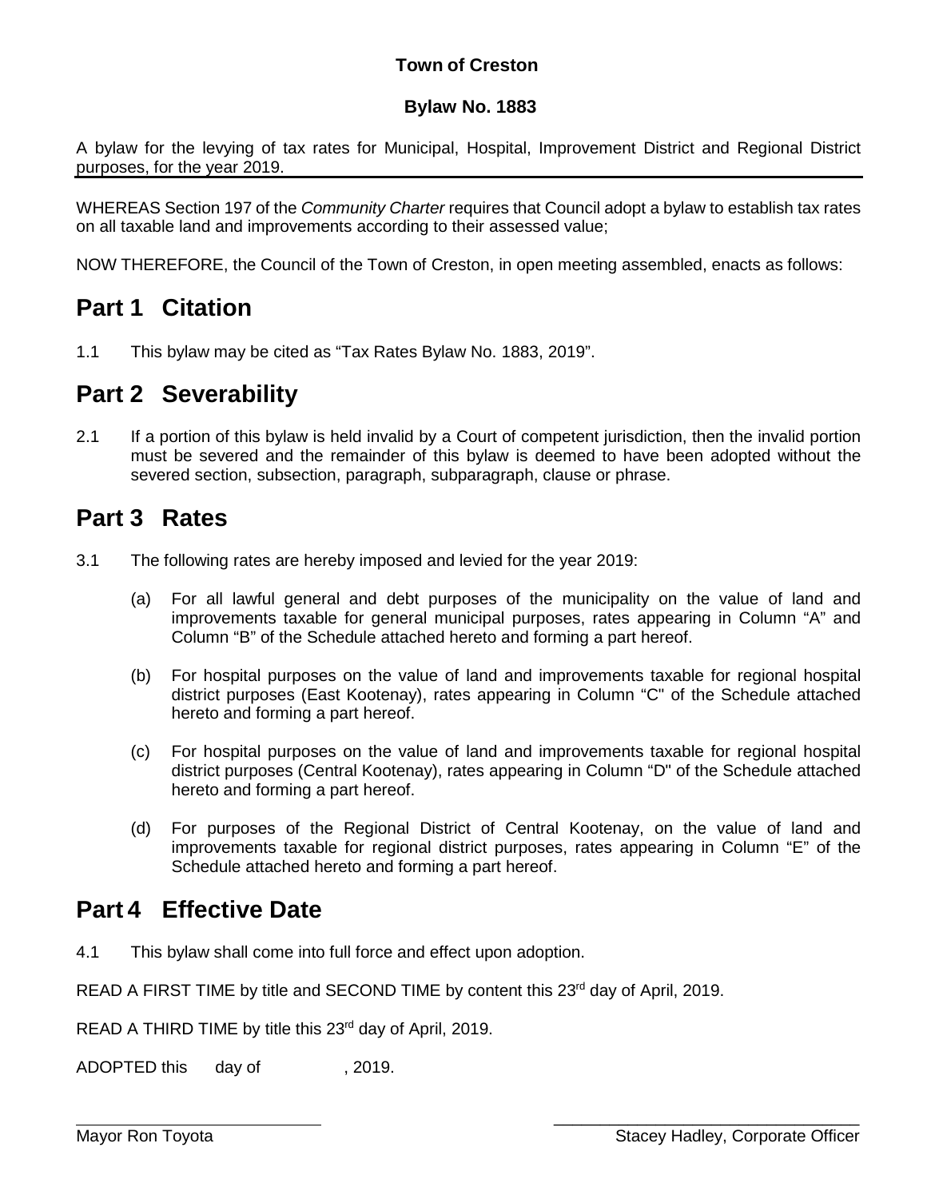**Town of Creston**

**Bylaw No. 1883**

A bylaw for the levying of tax rates for Municipal, Hospital, Improvement District and Regional District purposes, for the year 2019.

WHEREAS Section 197 of the *Community Charter* requires that Council adopt a bylaw to establish tax rates on all taxable land and improvements according to their assessed value;

NOW THEREFORE, the Council of the Town of Creston, in open meeting assembled, enacts as follows:

# Part 1 Citation

1.1 This bylaw may be cited as "Tax Rates Bylaw No. 1883, 2019".

# Part 2 Severability

2.1 If a portion of this bylaw is held invalid by a Court of competent jurisdiction, then the invalid portion must be severed and the remainder of this bylaw is deemed to have been adopted without the severed section, subsection, paragraph, subparagraph, clause or phrase.

# Part 3 Rates

3.1 The following rates are hereby imposed and levied for the year 2019:

(a) For all lawful general and debt purposes of the municipality on the value of land and improvements taxable for general municipal purposes, rates appearing in Column "A" and Column "B" of the Schedule attached hereto and forming a part hereof.

(b) For hospital purposes on the value of land and improvements taxable for regional hospital district purposes (East Kootenay), rates appearing in Column "C" of the Schedule attached hereto and forming a part hereof.

(c) For hospital purposes on the value of land and improvements taxable for regional hospital district purposes (Central Kootenay), rates appearing in Column "D" of the Schedule attached hereto and forming a part hereof.

(d) For purposes of the Regional District of Central Kootenay, on the value of land and improvements taxable for regional district purposes, rates appearing in Column "E" of the Schedule attached hereto and forming a part hereof.

# Part 4 Effective Date

4.1 This bylaw shall come into full force and effect upon adoption.

READ A FIRST TIME by title and SECOND TIME by content this 23rd day of April, 2019.

READ A THIRD TIME by title this 23rd day of April, 2019.

ADOPTED this day of , 2019.

Mayor Ron Toyota

Stacey Hadley, Corporate Officer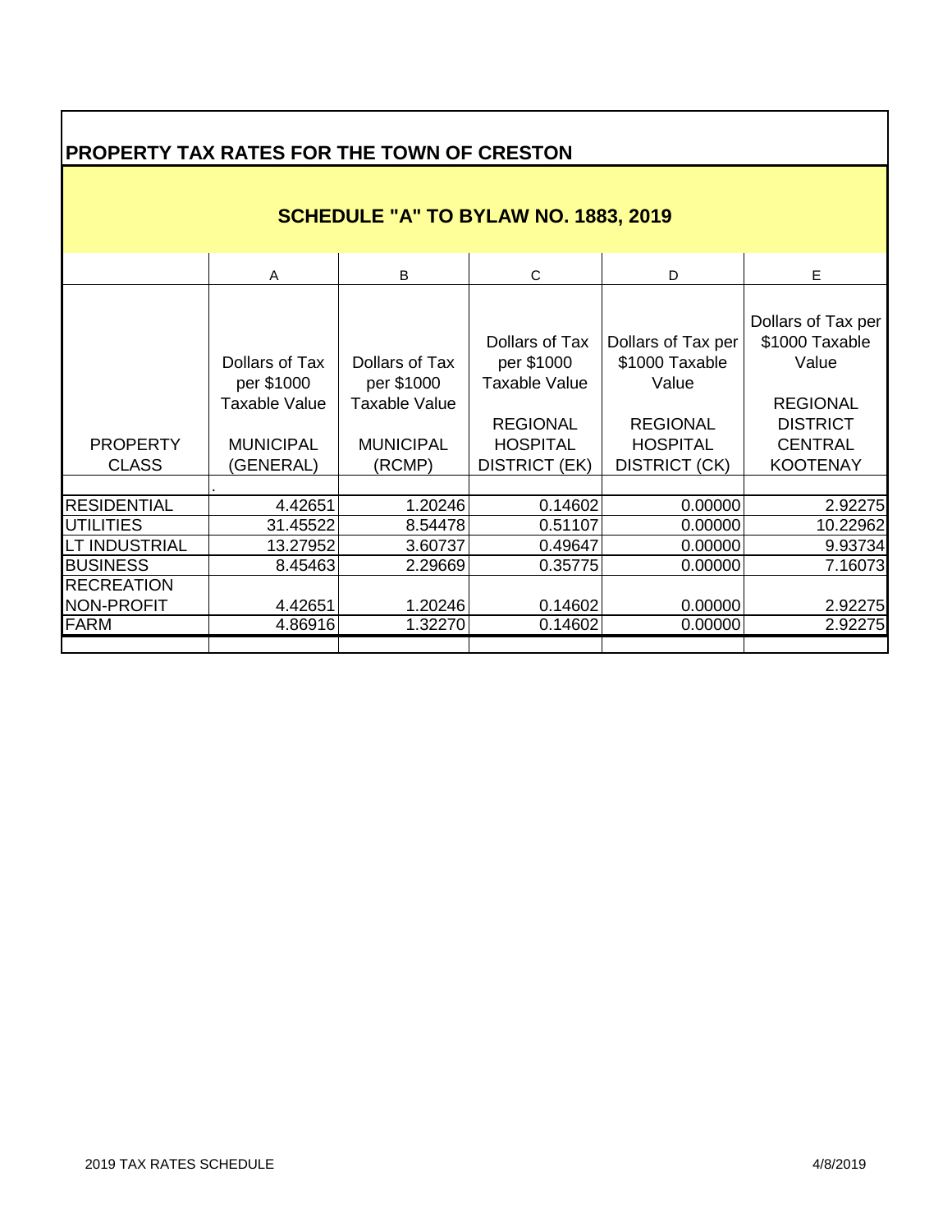# PROPERTY TAX RATES FOR THE TOWN OF CRESTON

## SCHEDULE "A" TO BYLAW NO. 1883, 2019

| | A | B | C | D | E |
|---|---|---|---|---|---|
| PROPERTY CLASS | Dollars of Tax per $1000 Taxable Value MUNICIPAL (GENERAL) | Dollars of Tax per $1000 Taxable Value MUNICIPAL (RCMP) | Dollars of Tax per $1000 Taxable Value REGIONAL HOSPITAL DISTRICT (EK) | Dollars of Tax per $1000 Taxable Value REGIONAL HOSPITAL DISTRICT (CK) | Dollars of Tax per $1000 Taxable Value REGIONAL DISTRICT CENTRAL KOOTENAY |
| RESIDENTIAL | 4.42651 | 1.20246 | 0.14602 | 0.00000 | 2.92275 |
| UTILITIES | 31.45522 | 8.54478 | 0.51107 | 0.00000 | 10.22962 |
| LT INDUSTRIAL | 13.27952 | 3.60737 | 0.49647 | 0.00000 | 9.93734 |
| BUSINESS | 8.45463 | 2.29669 | 0.35775 | 0.00000 | 7.16073 |
| RECREATION NON-PROFIT | 4.42651 | 1.20246 | 0.14602 | 0.00000 | 2.92275 |
| FARM | 4.86916 | 1.32270 | 0.14602 | 0.00000 | 2.92275 |

2019 TAX RATES SCHEDULE 4/8/2019